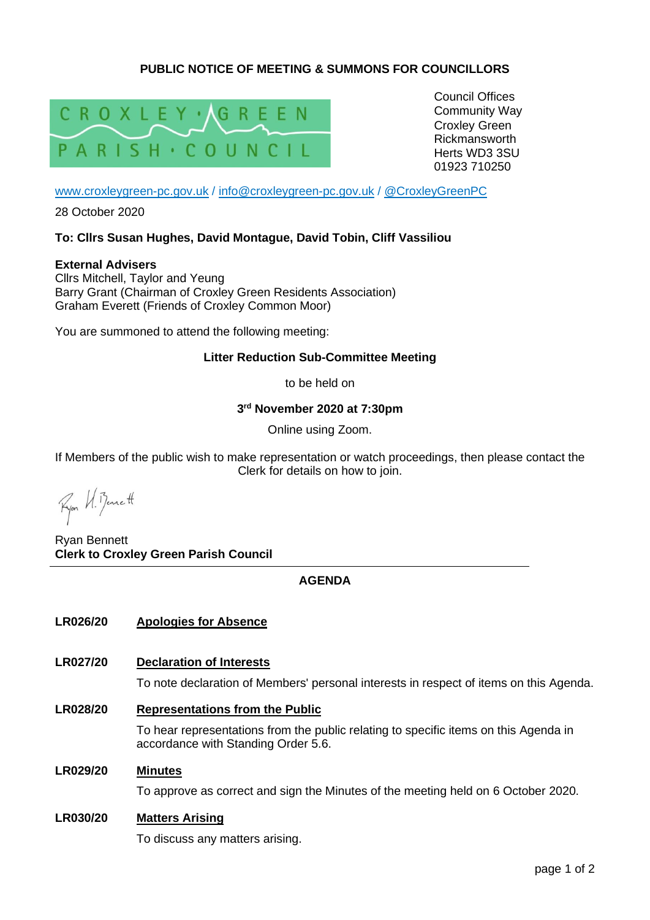**PUBLIC NOTICE OF MEETING & SUMMONS FOR COUNCILLORS**

CROXLEY · GREEN PARISH · COUNCIL

Council Offices
Community Way
Croxley Green
Rickmansworth
Herts WD3 3SU
01923 710250

www.croxleygreen-pc.gov.uk / info@croxleygreen-pc.gov.uk / @CroxleyGreenPC

28 October 2020

**To: Cllrs Susan Hughes, David Montague, David Tobin, Cliff Vassiliou**

**External Advisers**
Cllrs Mitchell, Taylor and Yeung
Barry Grant (Chairman of Croxley Green Residents Association)
Graham Everett (Friends of Croxley Common Moor)

You are summoned to attend the following meeting:

**Litter Reduction Sub-Committee Meeting**

to be held on

**3rd November 2020 at 7:30pm**

Online using Zoom.

If Members of the public wish to make representation or watch proceedings, then please contact the Clerk for details on how to join.

Ryan H. Bennett

Ryan Bennett
**Clerk to Croxley Green Parish Council**

## AGENDA

**LR026/20** **Apologies for Absence**

**LR027/20** **Declaration of Interests**

To note declaration of Members' personal interests in respect of items on this Agenda.

**LR028/20** **Representations from the Public**

To hear representations from the public relating to specific items on this Agenda in accordance with Standing Order 5.6.

**LR029/20** **Minutes**

To approve as correct and sign the Minutes of the meeting held on 6 October 2020.

**LR030/20** **Matters Arising**

To discuss any matters arising.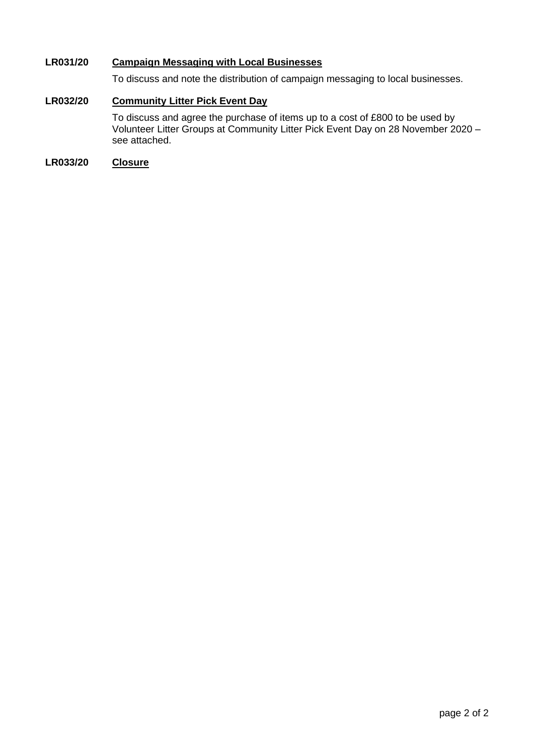**LR031/20** **Campaign Messaging with Local Businesses**

To discuss and note the distribution of campaign messaging to local businesses.

**LR032/20** **Community Litter Pick Event Day**

To discuss and agree the purchase of items up to a cost of £800 to be used by Volunteer Litter Groups at Community Litter Pick Event Day on 28 November 2020 – see attached.

**LR033/20** **Closure**